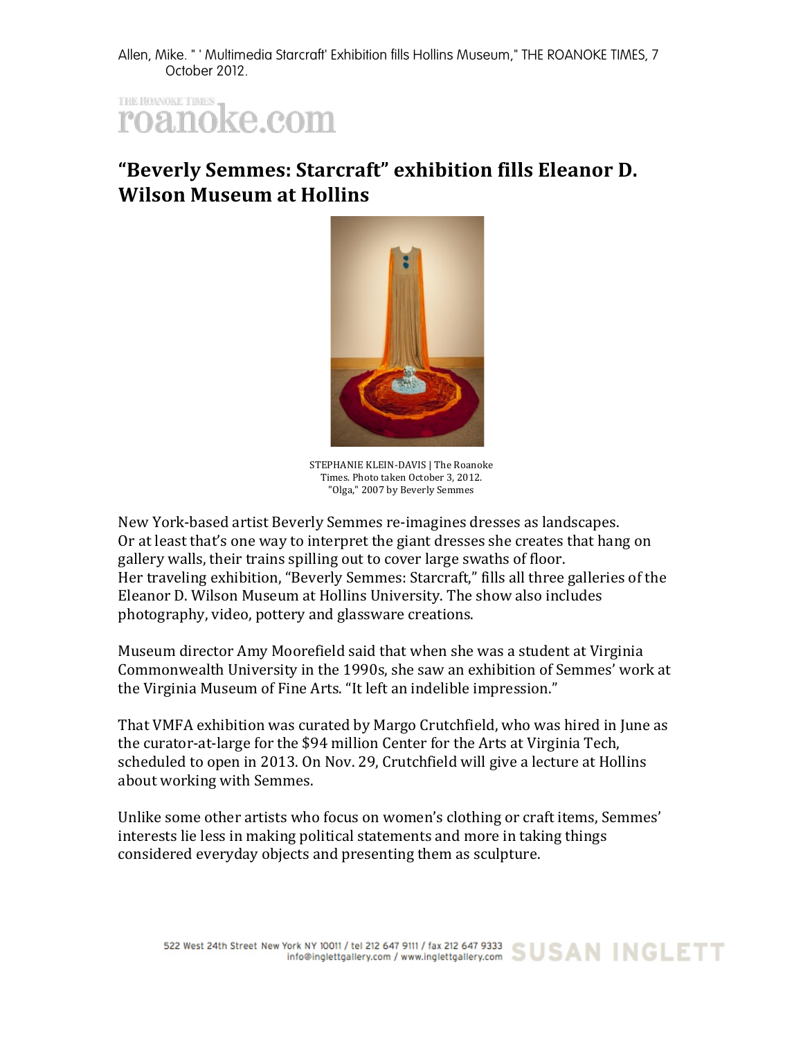Allen, Mike. " ' Multimedia Starcraft' Exhibition fills Hollins Museum," THE ROANOKE TIMES, 7 October 2012.

THE ROANOKE TIMES roanoke.com

## "Beverly Semmes: Starcraft" exhibition fills Eleanor D. Wilson Museum at Hollins

STEPHANIE KLEIN-DAVIS | The Roanoke Times. Photo taken October 3, 2012. "Olga," 2007 by Beverly Semmes

New York-based artist Beverly Semmes re-imagines dresses as landscapes. Or at least that's one way to interpret the giant dresses she creates that hang on gallery walls, their trains spilling out to cover large swaths of floor. Her traveling exhibition, "Beverly Semmes: Starcraft," fills all three galleries of the Eleanor D. Wilson Museum at Hollins University. The show also includes photography, video, pottery and glassware creations.

Museum director Amy Moorefield said that when she was a student at Virginia Commonwealth University in the 1990s, she saw an exhibition of Semmes' work at the Virginia Museum of Fine Arts. "It left an indelible impression."

That VMFA exhibition was curated by Margo Crutchfield, who was hired in June as the curator-at-large for the $94 million Center for the Arts at Virginia Tech, scheduled to open in 2013. On Nov. 29, Crutchfield will give a lecture at Hollins about working with Semmes.

Unlike some other artists who focus on women's clothing or craft items, Semmes' interests lie less in making political statements and more in taking things considered everyday objects and presenting them as sculpture.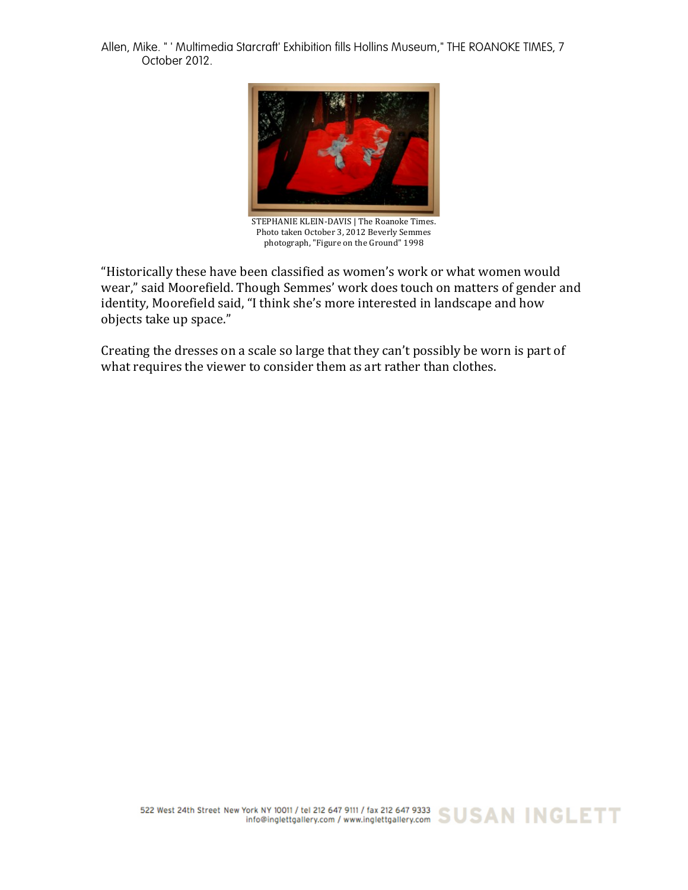Allen, Mike. " ' Multimedia Starcraft' Exhibition fills Hollins Museum," THE ROANOKE TIMES, 7 October 2012.

STEPHANIE KLEIN-DAVIS | The Roanoke Times. Photo taken October 3, 2012 Beverly Semmes photograph, "Figure on the Ground" 1998

"Historically these have been classified as women's work or what women would wear," said Moorefield. Though Semmes' work does touch on matters of gender and identity, Moorefield said, "I think she's more interested in landscape and how objects take up space."

Creating the dresses on a scale so large that they can't possibly be worn is part of what requires the viewer to consider them as art rather than clothes.

522 West 24th Street New York NY 10011 / tel 212 647 9111 / fax 212 647 9333
info@inglettgallery.com / www.inglettgallery.com SUSAN INGLETT